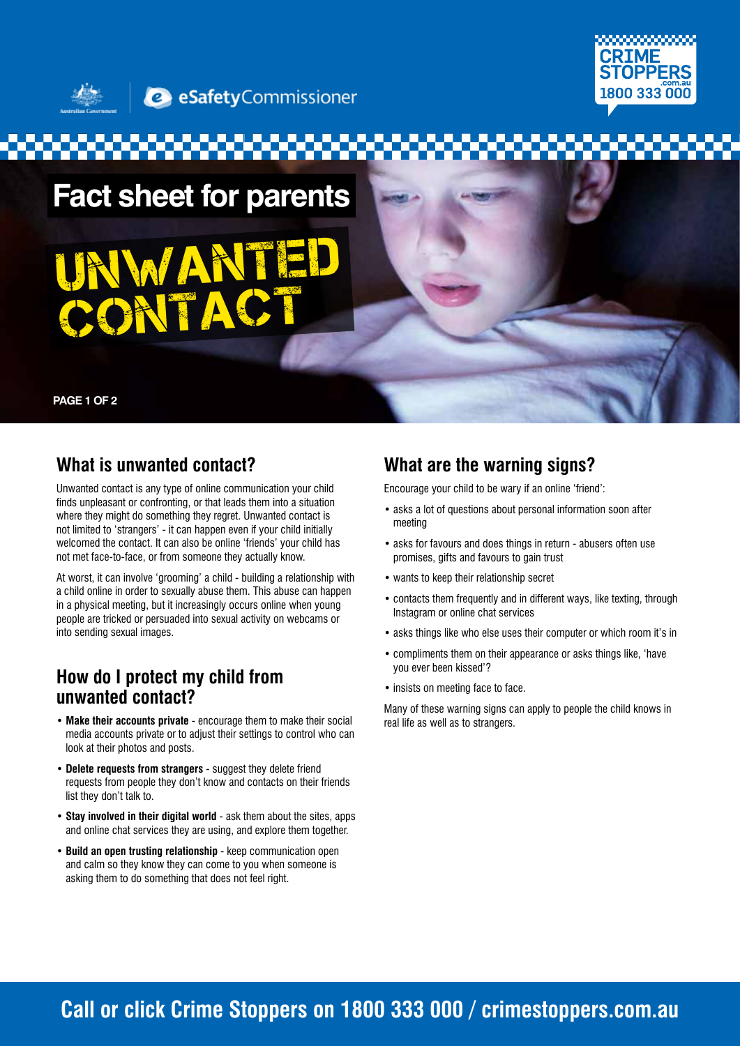eSafetyCommissioner

CRIME STOPPERS .com.au 1800 333 000

# Fact sheet for parents

# UNWANTED CONTACT

## What is unwanted contact?

Unwanted contact is any type of online communication your child finds unpleasant or confronting, or that leads them into a situation where they might do something they regret. Unwanted contact is not limited to 'strangers' - it can happen even if your child initially welcomed the contact. It can also be online 'friends' your child has not met face-to-face, or from someone they actually know.

At worst, it can involve 'grooming' a child - building a relationship with a child online in order to sexually abuse them. This abuse can happen in a physical meeting, but it increasingly occurs online when young people are tricked or persuaded into sexual activity on webcams or into sending sexual images.

## How do I protect my child from unwanted contact?

- **Make their accounts private** - encourage them to make their social media accounts private or to adjust their settings to control who can look at their photos and posts.
- **Delete requests from strangers** - suggest they delete friend requests from people they don't know and contacts on their friends list they don't talk to.
- **Stay involved in their digital world** - ask them about the sites, apps and online chat services they are using, and explore them together.
- **Build an open trusting relationship** - keep communication open and calm so they know they can come to you when someone is asking them to do something that does not feel right.

## What are the warning signs?

Encourage your child to be wary if an online 'friend':

- asks a lot of questions about personal information soon after meeting
- asks for favours and does things in return - abusers often use promises, gifts and favours to gain trust
- wants to keep their relationship secret
- contacts them frequently and in different ways, like texting, through Instagram or online chat services
- asks things like who else uses their computer or which room it's in
- compliments them on their appearance or asks things like, 'have you ever been kissed'?
- insists on meeting face to face.

Many of these warning signs can apply to people the child knows in real life as well as to strangers.

**Call or click Crime Stoppers on 1800 333 000 / crimestoppers.com.au**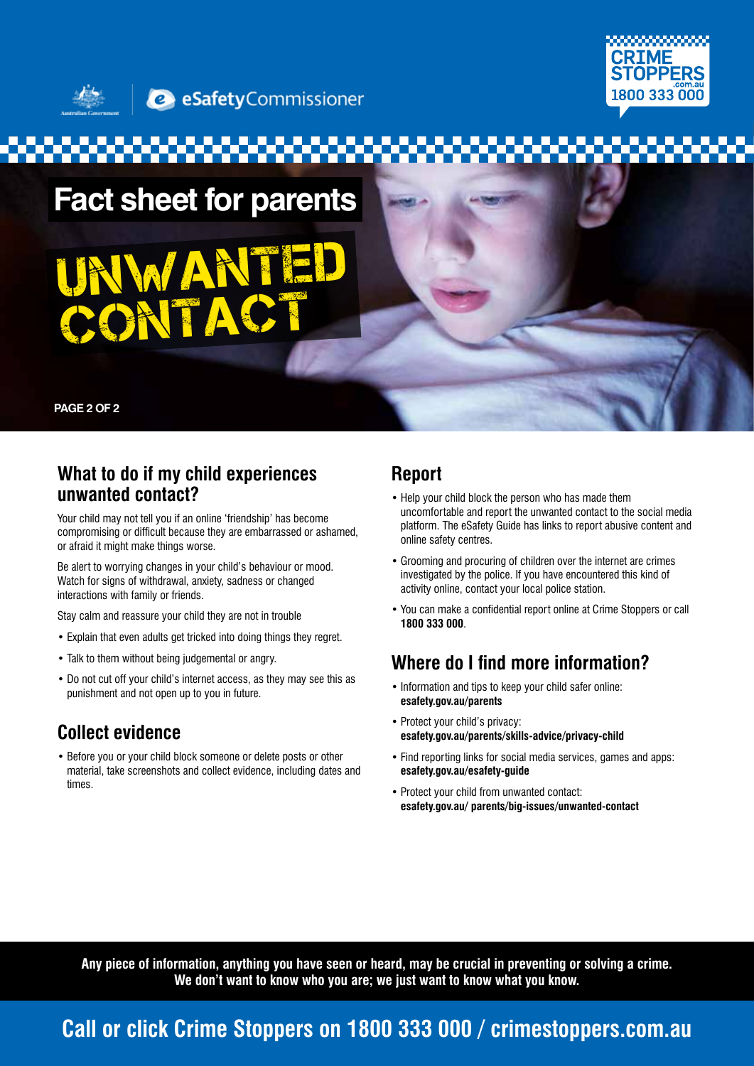eSafetyCommissioner

CRIME STOPPERS .com.au 1800 333 000

# Fact sheet for parents

# UNWANTED CONTACT

## What to do if my child experiences unwanted contact?

Your child may not tell you if an online 'friendship' has become compromising or difficult because they are embarrassed or ashamed, or afraid it might make things worse.

Be alert to worrying changes in your child's behaviour or mood. Watch for signs of withdrawal, anxiety, sadness or changed interactions with family or friends.

Stay calm and reassure your child they are not in trouble

- Explain that even adults get tricked into doing things they regret.
- Talk to them without being judgemental or angry.
- Do not cut off your child's internet access, as they may see this as punishment and not open up to you in future.

## Collect evidence

- Before you or your child block someone or delete posts or other material, take screenshots and collect evidence, including dates and times.

## Report

- Help your child block the person who has made them uncomfortable and report the unwanted contact to the social media platform. The eSafety Guide has links to report abusive content and online safety centres.
- Grooming and procuring of children over the internet are crimes investigated by the police. If you have encountered this kind of activity online, contact your local police station.
- You can make a confidential report online at Crime Stoppers or call **1800 333 000**.

## Where do I find more information?

- Information and tips to keep your child safer online: **esafety.gov.au/parents**
- Protect your child's privacy: **esafety.gov.au/parents/skills-advice/privacy-child**
- Find reporting links for social media services, games and apps: **esafety.gov.au/esafety-guide**
- Protect your child from unwanted contact: **esafety.gov.au/ parents/big-issues/unwanted-contact**

**Any piece of information, anything you have seen or heard, may be crucial in preventing or solving a crime. We don't want to know who you are; we just want to know what you know.**

**Call or click Crime Stoppers on 1800 333 000 / crimestoppers.com.au**